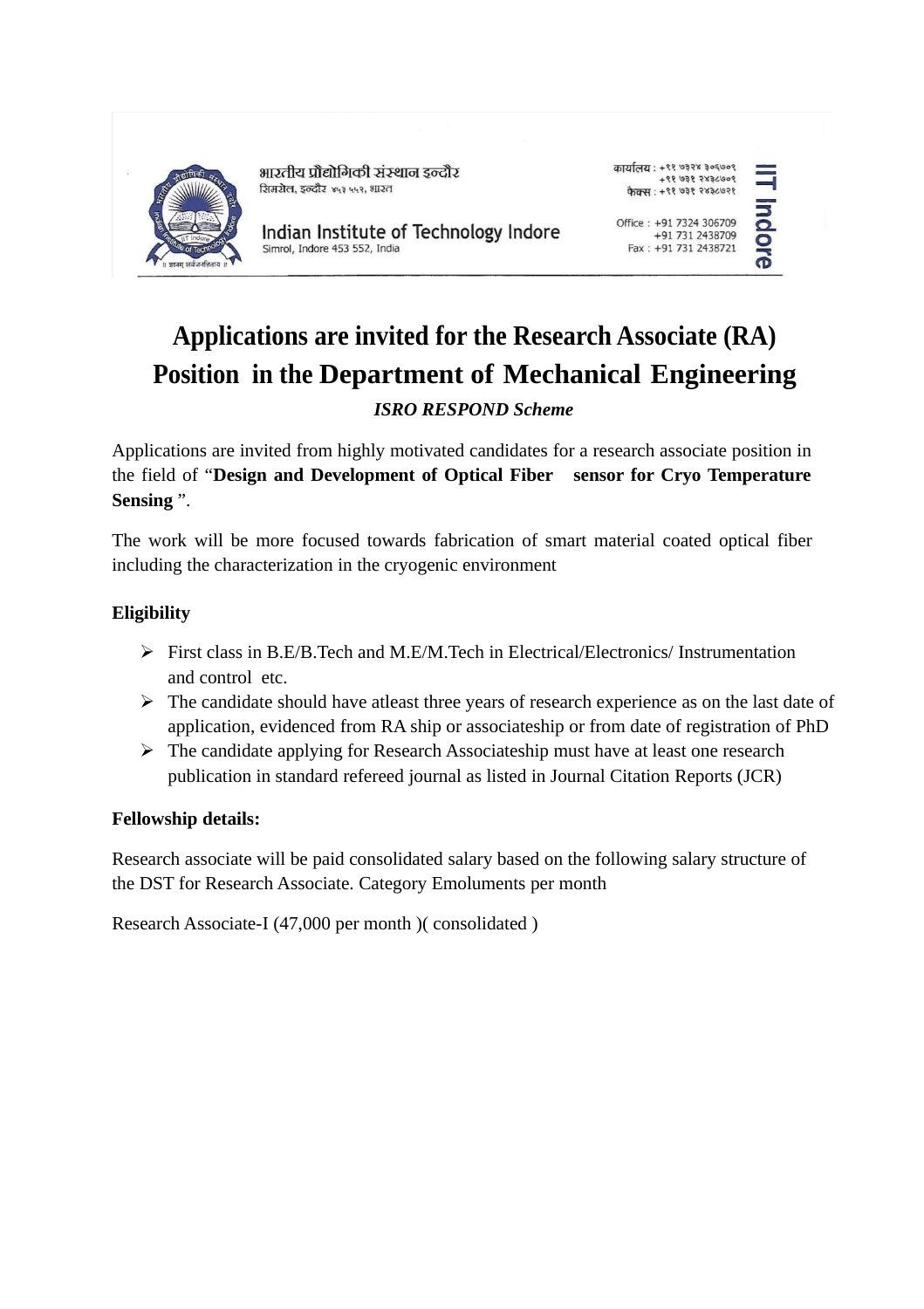भारतीय प्रौद्योगिकी संस्थान इन्दौर
सिमरोल, इन्दौर ४५३ ५५२, भारत

Indian Institute of Technology Indore
Simrol, Indore 453 552, India

कार्यालय : +९१ ७३२४ ३०६७०९
+९१ ७३१ २४३८७०९
फैक्स : +९१ ७३१ २४३८७२१

Office : +91 7324 306709
+91 731 2438709
Fax : +91 731 2438721

IIT Indore

# Applications are invited for the Research Associate (RA) Position in the Department of Mechanical Engineering

***ISRO RESPOND Scheme***

Applications are invited from highly motivated candidates for a research associate position in the field of "**Design and Development of Optical Fiber sensor for Cryo Temperature Sensing** ".

The work will be more focused towards fabrication of smart material coated optical fiber including the characterization in the cryogenic environment

**Eligibility**

- First class in B.E/B.Tech and M.E/M.Tech in Electrical/Electronics/ Instrumentation and control etc.
- The candidate should have atleast three years of research experience as on the last date of application, evidenced from RA ship or associateship or from date of registration of PhD
- The candidate applying for Research Associateship must have at least one research publication in standard refereed journal as listed in Journal Citation Reports (JCR)

**Fellowship details:**

Research associate will be paid consolidated salary based on the following salary structure of the DST for Research Associate. Category Emoluments per month

Research Associate-I (47,000 per month )( consolidated )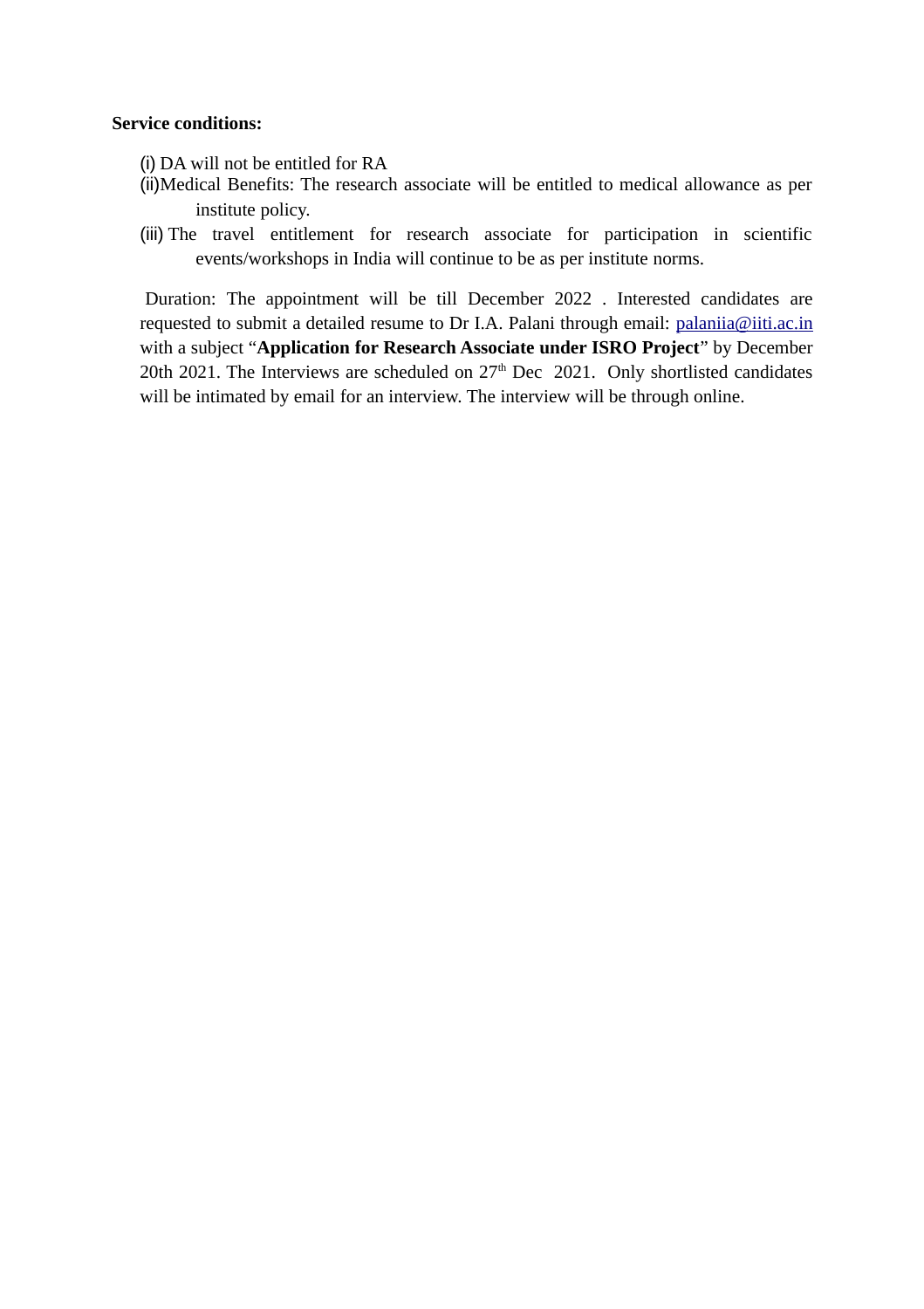**Service conditions:**

(i) DA will not be entitled for RA

(ii) Medical Benefits: The research associate will be entitled to medical allowance as per institute policy.

(iii) The travel entitlement for research associate for participation in scientific events/workshops in India will continue to be as per institute norms.

Duration: The appointment will be till December 2022 . Interested candidates are requested to submit a detailed resume to Dr I.A. Palani through email: palaniia@iiti.ac.in with a subject "**Application for Research Associate under ISRO Project**" by December 20th 2021. The Interviews are scheduled on 27th Dec 2021. Only shortlisted candidates will be intimated by email for an interview. The interview will be through online.